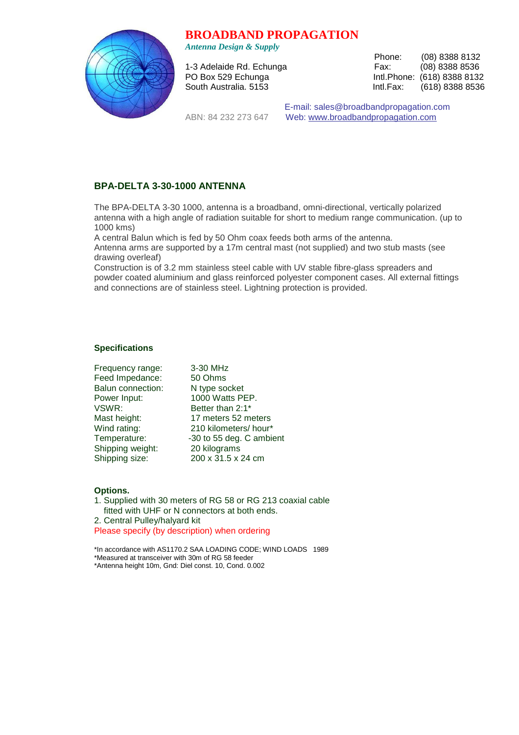# BROADBAND PROPAGATION

*Antenna Design & Supply*

1-3 Adelaide Rd. Echunga
PO Box 529 Echunga
South Australia. 5153

Phone: (08) 8388 8132
Fax: (08) 8388 8536
Intl.Phone: (618) 8388 8132
Intl.Fax: (618) 8388 8536

ABN: 84 232 273 647

E-mail: sales@broadbandpropagation.com
Web: www.broadbandpropagation.com

## BPA-DELTA 3-30-1000 ANTENNA

The BPA-DELTA 3-30 1000, antenna is a broadband, omni-directional, vertically polarized antenna with a high angle of radiation suitable for short to medium range communication. (up to 1000 kms)
A central Balun which is fed by 50 Ohm coax feeds both arms of the antenna.
Antenna arms are supported by a 17m central mast (not supplied) and two stub masts (see drawing overleaf)
Construction is of 3.2 mm stainless steel cable with UV stable fibre-glass spreaders and powder coated aluminium and glass reinforced polyester component cases. All external fittings and connections are of stainless steel. Lightning protection is provided.

### Specifications

| | |
|---|---|
| Frequency range: | 3-30 MHz |
| Feed Impedance: | 50 Ohms |
| Balun connection: | N type socket |
| Power Input: | 1000 Watts PEP. |
| VSWR: | Better than 2:1* |
| Mast height: | 17 meters 52 meters |
| Wind rating: | 210 kilometers/ hour* |
| Temperature: | -30 to 55 deg. C ambient |
| Shipping weight: | 20 kilograms |
| Shipping size: | 200 x 31.5 x 24 cm |

### Options.

1. Supplied with 30 meters of RG 58 or RG 213 coaxial cable fitted with UHF or N connectors at both ends.
2. Central Pulley/halyard kit

Please specify (by description) when ordering

*In accordance with AS1170.2 SAA LOADING CODE; WIND LOADS 1989
*Measured at transceiver with 30m of RG 58 feeder
*Antenna height 10m, Gnd: Diel const. 10, Cond. 0.002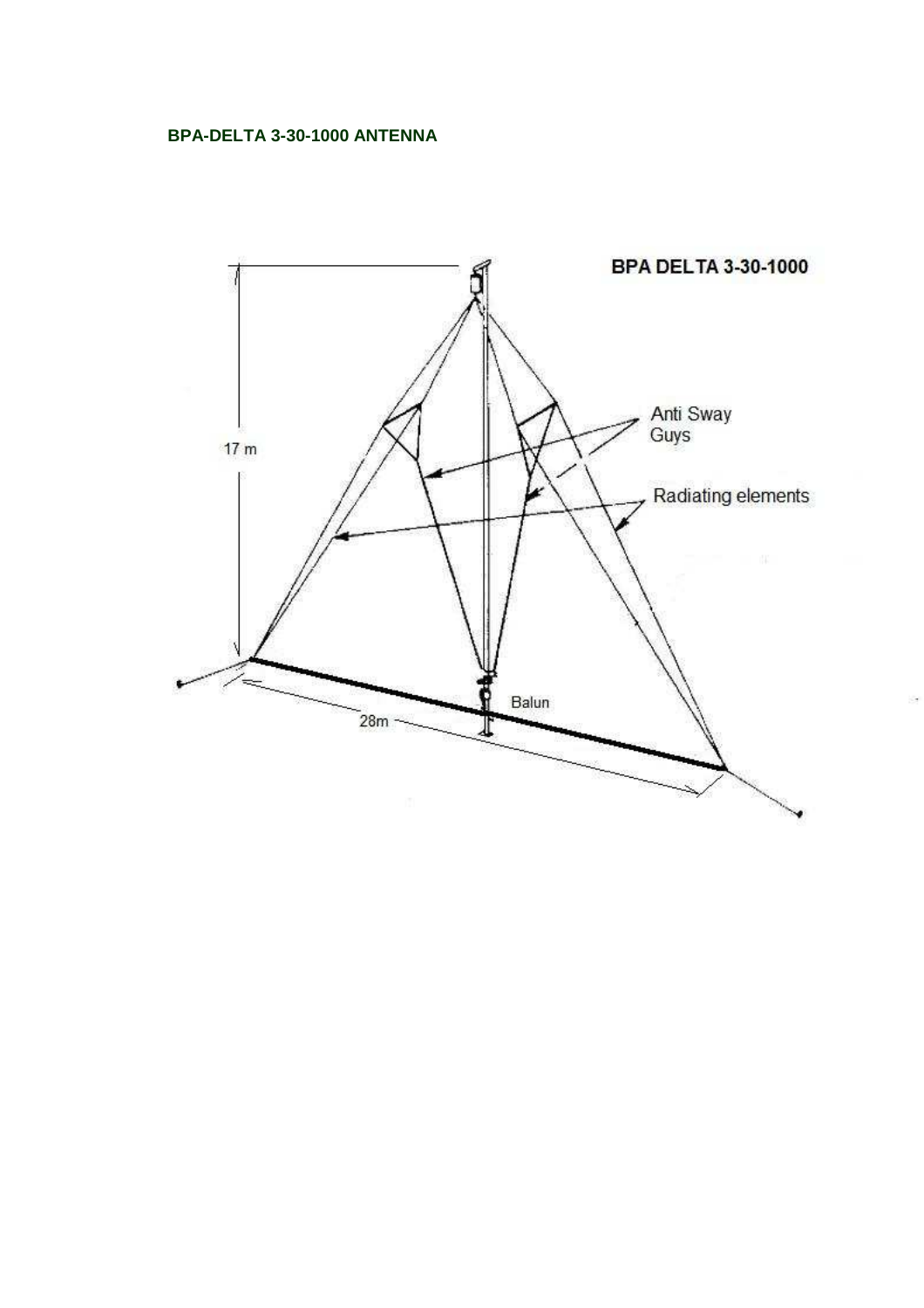**BPA-DELTA 3-30-1000 ANTENNA**

BPA DELTA 3-30-1000

17 m

Anti Sway Guys

Radiating elements

Balun

28m